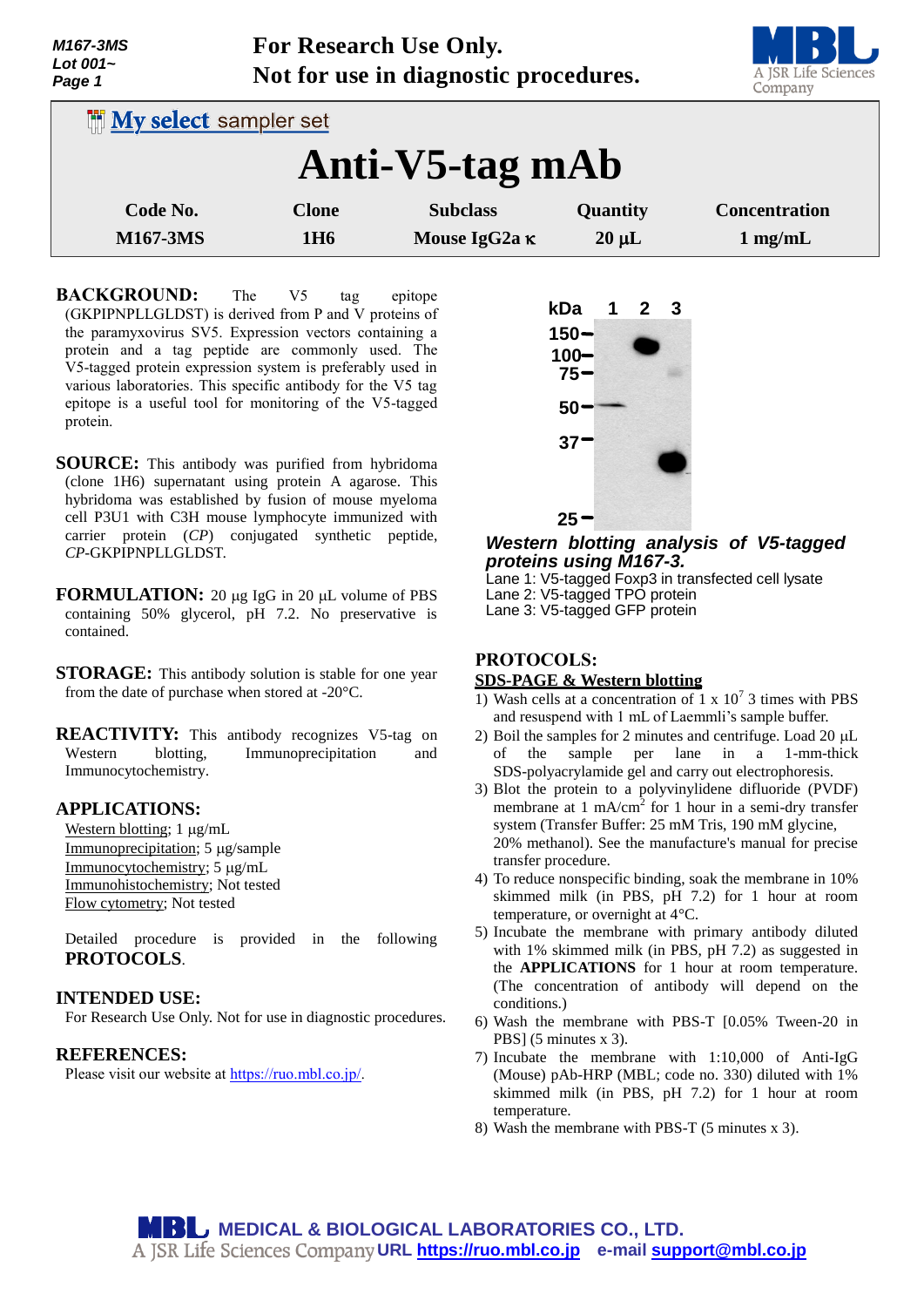For Research Use Only.
Not for use in diagnostic procedures.

My select sampler set

# Anti-V5-tag mAb

| Code No. | Clone | Subclass | Quantity | Concentration |
|---|---|---|---|---|
| M167-3MS | 1H6 | Mouse IgG2a κ | 20 µL | 1 mg/mL |

**BACKGROUND:** The V5 tag epitope (GKPIPNPLLGLDST) is derived from P and V proteins of the paramyxovirus SV5. Expression vectors containing a protein and a tag peptide are commonly used. The V5-tagged protein expression system is preferably used in various laboratories. This specific antibody for the V5 tag epitope is a useful tool for monitoring of the V5-tagged protein.

**SOURCE:** This antibody was purified from hybridoma (clone 1H6) supernatant using protein A agarose. This hybridoma was established by fusion of mouse myeloma cell P3U1 with C3H mouse lymphocyte immunized with carrier protein (*CP*) conjugated synthetic peptide, *CP*-GKPIPNPLLGLDST.

**FORMULATION:** 20 µg IgG in 20 µL volume of PBS containing 50% glycerol, pH 7.2. No preservative is contained.

**STORAGE:** This antibody solution is stable for one year from the date of purchase when stored at -20°C.

**REACTIVITY:** This antibody recognizes V5-tag on Western blotting, Immunoprecipitation and Immunocytochemistry.

**APPLICATIONS:**

Western blotting; 1 µg/mL
Immunoprecipitation; 5 µg/sample
Immunocytochemistry; 5 µg/mL
Immunohistochemistry; Not tested
Flow cytometry; Not tested

Detailed procedure is provided in the following **PROTOCOLS**.

**INTENDED USE:**
For Research Use Only. Not for use in diagnostic procedures.

**REFERENCES:**
Please visit our website at https://ruo.mbl.co.jp/.

***Western blotting analysis of V5-tagged proteins using M167-3.***
Lane 1: V5-tagged Foxp3 in transfected cell lysate
Lane 2: V5-tagged TPO protein
Lane 3: V5-tagged GFP protein

**PROTOCOLS:**

**SDS-PAGE & Western blotting**

1) Wash cells at a concentration of 1 x $10^7$ 3 times with PBS and resuspend with 1 mL of Laemmli's sample buffer.
2) Boil the samples for 2 minutes and centrifuge. Load 20 µL of the sample per lane in a 1-mm-thick SDS-polyacrylamide gel and carry out electrophoresis.
3) Blot the protein to a polyvinylidene difluoride (PVDF) membrane at 1 mA/$cm^2$ for 1 hour in a semi-dry transfer system (Transfer Buffer: 25 mM Tris, 190 mM glycine, 20% methanol). See the manufacture's manual for precise transfer procedure.
4) To reduce nonspecific binding, soak the membrane in 10% skimmed milk (in PBS, pH 7.2) for 1 hour at room temperature, or overnight at 4°C.
5) Incubate the membrane with primary antibody diluted with 1% skimmed milk (in PBS, pH 7.2) as suggested in the **APPLICATIONS** for 1 hour at room temperature. (The concentration of antibody will depend on the conditions.)
6) Wash the membrane with PBS-T [0.05% Tween-20 in PBS] (5 minutes x 3).
7) Incubate the membrane with 1:10,000 of Anti-IgG (Mouse) pAb-HRP (MBL; code no. 330) diluted with 1% skimmed milk (in PBS, pH 7.2) for 1 hour at room temperature.
8) Wash the membrane with PBS-T (5 minutes x 3).

MEDICAL & BIOLOGICAL LABORATORIES CO., LTD.
A JSR Life Sciences Company URL https://ruo.mbl.co.jp e-mail support@mbl.co.jp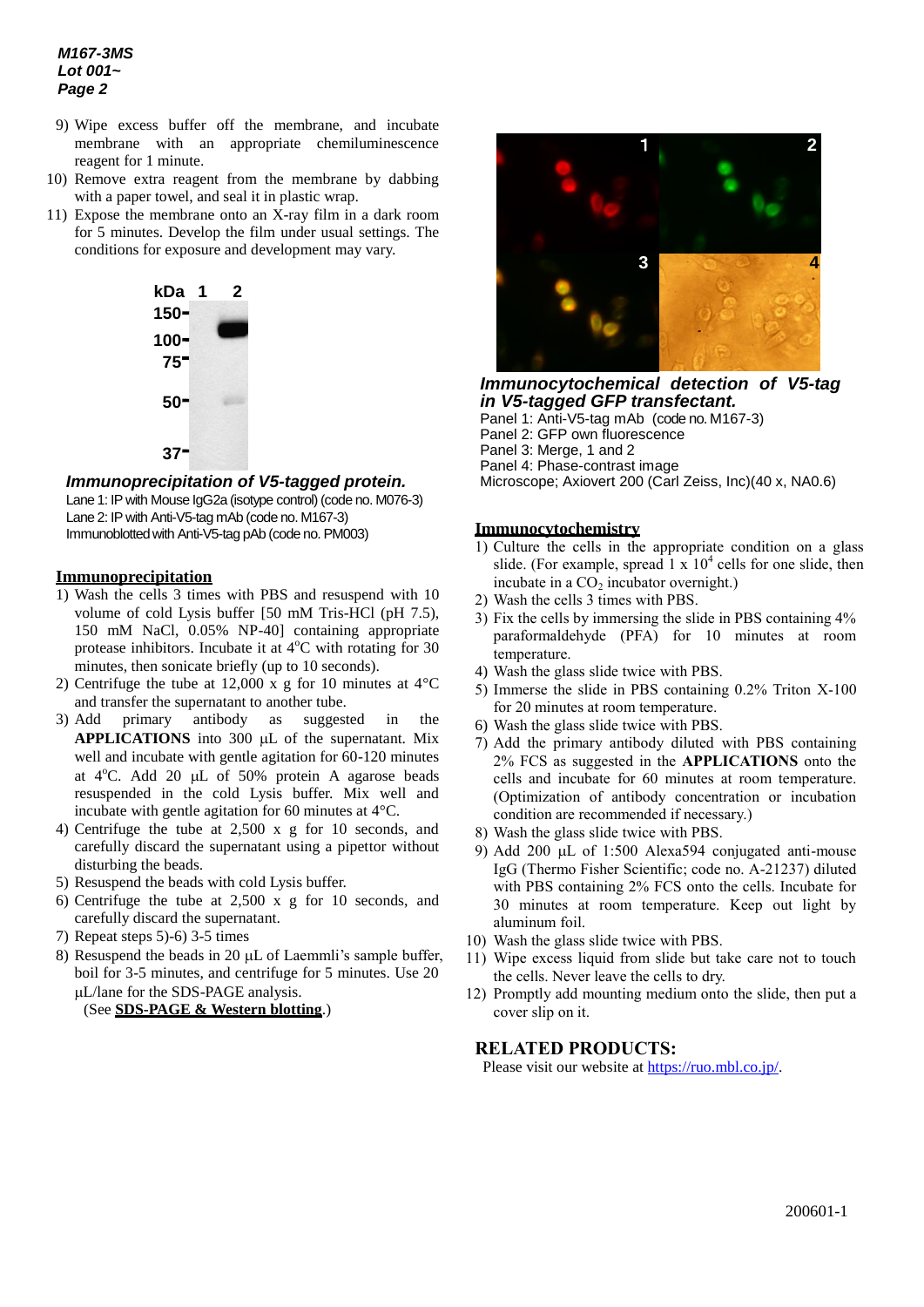9) Wipe excess buffer off the membrane, and incubate membrane with an appropriate chemiluminescence reagent for 1 minute.
10) Remove extra reagent from the membrane by dabbing with a paper towel, and seal it in plastic wrap.
11) Expose the membrane onto an X-ray film in a dark room for 5 minutes. Develop the film under usual settings. The conditions for exposure and development may vary.

kDa 1 2
150
100
75
50
37

***Immunoprecipitation of V5-tagged protein.***
Lane 1: IP with Mouse IgG2a (isotype control) (code no. M076-3)
Lane 2: IP with Anti-V5-tag mAb (code no. M167-3)
Immunoblotted with Anti-V5-tag pAb (code no. PM003)

## Immunoprecipitation

1) Wash the cells 3 times with PBS and resuspend with 10 volume of cold Lysis buffer [50 mM Tris-HCl (pH 7.5), 150 mM NaCl, 0.05% NP-40] containing appropriate protease inhibitors. Incubate it at 4°C with rotating for 30 minutes, then sonicate briefly (up to 10 seconds).
2) Centrifuge the tube at 12,000 x g for 10 minutes at 4°C and transfer the supernatant to another tube.
3) Add primary antibody as suggested in the **APPLICATIONS** into 300 µL of the supernatant. Mix well and incubate with gentle agitation for 60-120 minutes at 4°C. Add 20 µL of 50% protein A agarose beads resuspended in the cold Lysis buffer. Mix well and incubate with gentle agitation for 60 minutes at 4°C.
4) Centrifuge the tube at 2,500 x g for 10 seconds, and carefully discard the supernatant using a pipettor without disturbing the beads.
5) Resuspend the beads with cold Lysis buffer.
6) Centrifuge the tube at 2,500 x g for 10 seconds, and carefully discard the supernatant.
7) Repeat steps 5)-6) 3-5 times
8) Resuspend the beads in 20 µL of Laemmli's sample buffer, boil for 3-5 minutes, and centrifuge for 5 minutes. Use 20 µL/lane for the SDS-PAGE analysis.
   (See **SDS-PAGE & Western blotting**.)

1 2 3 4

***Immunocytochemical detection of V5-tag in V5-tagged GFP transfectant.***
Panel 1: Anti-V5-tag mAb (code no. M167-3)
Panel 2: GFP own fluorescence
Panel 3: Merge, 1 and 2
Panel 4: Phase-contrast image
Microscope; Axiovert 200 (Carl Zeiss, Inc)(40 x, NA0.6)

## Immunocytochemistry

1) Culture the cells in the appropriate condition on a glass slide. (For example, spread 1 x $10^4$ cells for one slide, then incubate in a $CO_2$ incubator overnight.)
2) Wash the cells 3 times with PBS.
3) Fix the cells by immersing the slide in PBS containing 4% paraformaldehyde (PFA) for 10 minutes at room temperature.
4) Wash the glass slide twice with PBS.
5) Immerse the slide in PBS containing 0.2% Triton X-100 for 20 minutes at room temperature.
6) Wash the glass slide twice with PBS.
7) Add the primary antibody diluted with PBS containing 2% FCS as suggested in the **APPLICATIONS** onto the cells and incubate for 60 minutes at room temperature. (Optimization of antibody concentration or incubation condition are recommended if necessary.)
8) Wash the glass slide twice with PBS.
9) Add 200 µL of 1:500 Alexa594 conjugated anti-mouse IgG (Thermo Fisher Scientific; code no. A-21237) diluted with PBS containing 2% FCS onto the cells. Incubate for 30 minutes at room temperature. Keep out light by aluminum foil.
10) Wash the glass slide twice with PBS.
11) Wipe excess liquid from slide but take care not to touch the cells. Never leave the cells to dry.
12) Promptly add mounting medium onto the slide, then put a cover slip on it.

## RELATED PRODUCTS:

Please visit our website at https://ruo.mbl.co.jp/.

200601-1